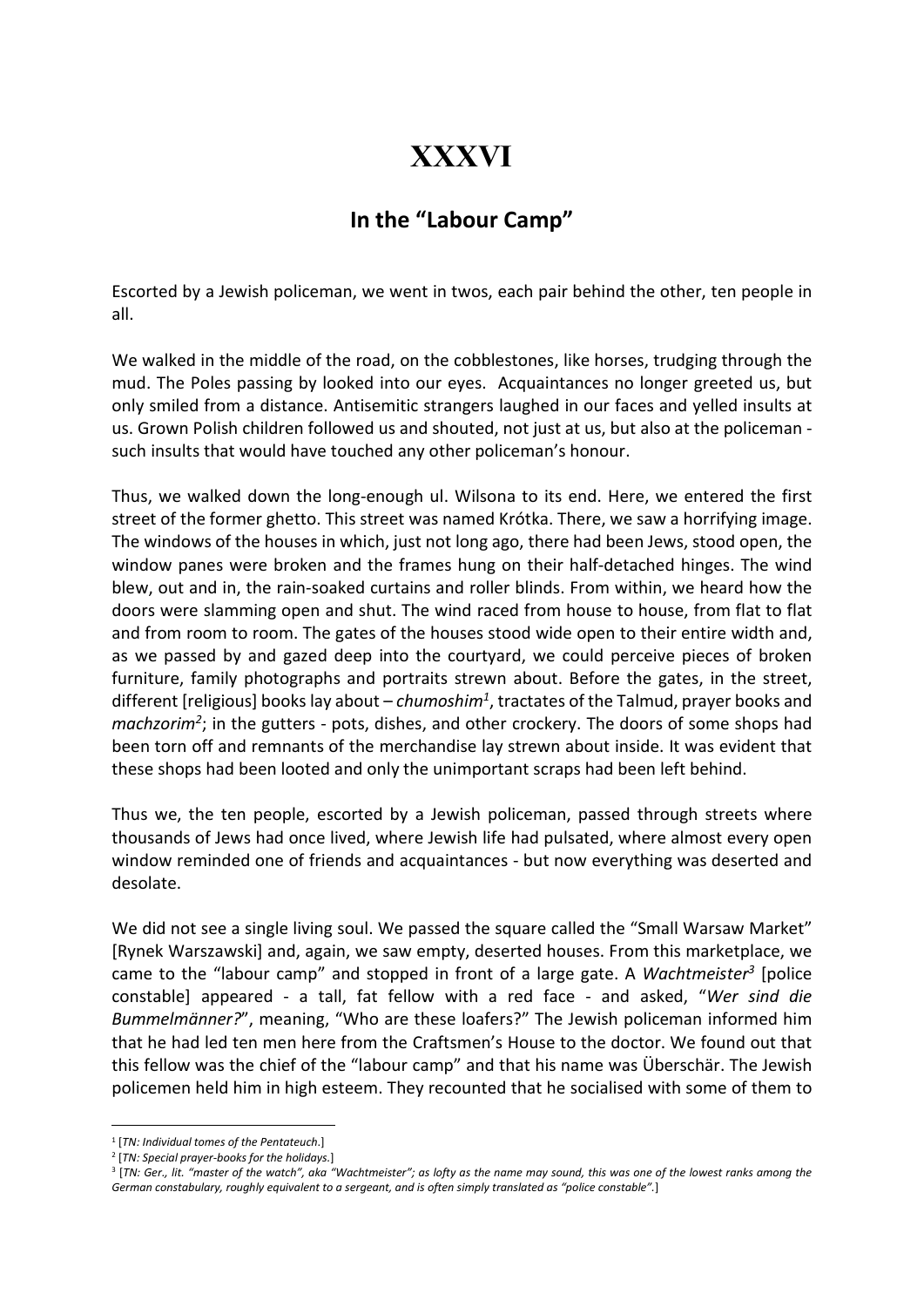# XXXVI

## In the "Labour Camp"

Escorted by a Jewish policeman, we went in twos, each pair behind the other, ten people in all.

We walked in the middle of the road, on the cobblestones, like horses, trudging through the mud. The Poles passing by looked into our eyes. Acquaintances no longer greeted us, but only smiled from a distance. Antisemitic strangers laughed in our faces and yelled insults at us. Grown Polish children followed us and shouted, not just at us, but also at the policeman - such insults that would have touched any other policeman's honour.

Thus, we walked down the long-enough ul. Wilsona to its end. Here, we entered the first street of the former ghetto. This street was named Krótka. There, we saw a horrifying image. The windows of the houses in which, just not long ago, there had been Jews, stood open, the window panes were broken and the frames hung on their half-detached hinges. The wind blew, out and in, the rain-soaked curtains and roller blinds. From within, we heard how the doors were slamming open and shut. The wind raced from house to house, from flat to flat and from room to room. The gates of the houses stood wide open to their entire width and, as we passed by and gazed deep into the courtyard, we could perceive pieces of broken furniture, family photographs and portraits strewn about. Before the gates, in the street, different [religious] books lay about – *chumoshim*[1], tractates of the Talmud, prayer books and *machzorim*[2]; in the gutters - pots, dishes, and other crockery. The doors of some shops had been torn off and remnants of the merchandise lay strewn about inside. It was evident that these shops had been looted and only the unimportant scraps had been left behind.

Thus we, the ten people, escorted by a Jewish policeman, passed through streets where thousands of Jews had once lived, where Jewish life had pulsated, where almost every open window reminded one of friends and acquaintances - but now everything was deserted and desolate.

We did not see a single living soul. We passed the square called the "Small Warsaw Market" [Rynek Warszawski] and, again, we saw empty, deserted houses. From this marketplace, we came to the "labour camp" and stopped in front of a large gate. A *Wachtmeister*[3] [police constable] appeared - a tall, fat fellow with a red face - and asked, "*Wer sind die Bummelmänner?*", meaning, "Who are these loafers?" The Jewish policeman informed him that he had led ten men here from the Craftsmen's House to the doctor. We found out that this fellow was the chief of the "labour camp" and that his name was Überschär. The Jewish policemen held him in high esteem. They recounted that he socialised with some of them to

---

[1] [*TN: Individual tomes of the Pentateuch.*]

[2] [*TN: Special prayer-books for the holidays.*]

[3] [*TN: Ger., lit. "master of the watch", aka "Wachtmeister"; as lofty as the name may sound, this was one of the lowest ranks among the German constabulary, roughly equivalent to a sergeant, and is often simply translated as "police constable".*]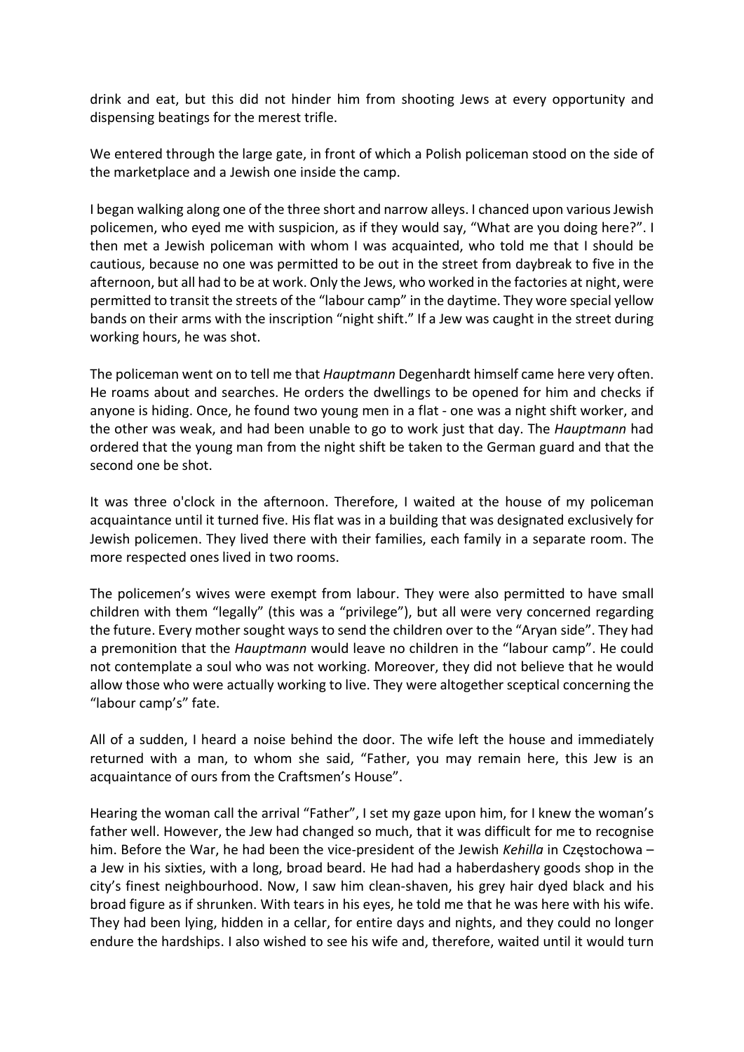drink and eat, but this did not hinder him from shooting Jews at every opportunity and dispensing beatings for the merest trifle.

We entered through the large gate, in front of which a Polish policeman stood on the side of the marketplace and a Jewish one inside the camp.

I began walking along one of the three short and narrow alleys. I chanced upon various Jewish policemen, who eyed me with suspicion, as if they would say, "What are you doing here?". I then met a Jewish policeman with whom I was acquainted, who told me that I should be cautious, because no one was permitted to be out in the street from daybreak to five in the afternoon, but all had to be at work. Only the Jews, who worked in the factories at night, were permitted to transit the streets of the "labour camp" in the daytime. They wore special yellow bands on their arms with the inscription "night shift." If a Jew was caught in the street during working hours, he was shot.

The policeman went on to tell me that *Hauptmann* Degenhardt himself came here very often. He roams about and searches. He orders the dwellings to be opened for him and checks if anyone is hiding. Once, he found two young men in a flat - one was a night shift worker, and the other was weak, and had been unable to go to work just that day. The *Hauptmann* had ordered that the young man from the night shift be taken to the German guard and that the second one be shot.

It was three o'clock in the afternoon. Therefore, I waited at the house of my policeman acquaintance until it turned five. His flat was in a building that was designated exclusively for Jewish policemen. They lived there with their families, each family in a separate room. The more respected ones lived in two rooms.

The policemen's wives were exempt from labour. They were also permitted to have small children with them "legally" (this was a "privilege"), but all were very concerned regarding the future. Every mother sought ways to send the children over to the "Aryan side". They had a premonition that the *Hauptmann* would leave no children in the "labour camp". He could not contemplate a soul who was not working. Moreover, they did not believe that he would allow those who were actually working to live. They were altogether sceptical concerning the "labour camp's" fate.

All of a sudden, I heard a noise behind the door. The wife left the house and immediately returned with a man, to whom she said, "Father, you may remain here, this Jew is an acquaintance of ours from the Craftsmen's House".

Hearing the woman call the arrival "Father", I set my gaze upon him, for I knew the woman's father well. However, the Jew had changed so much, that it was difficult for me to recognise him. Before the War, he had been the vice-president of the Jewish *Kehilla* in Częstochowa – a Jew in his sixties, with a long, broad beard. He had had a haberdashery goods shop in the city's finest neighbourhood. Now, I saw him clean-shaven, his grey hair dyed black and his broad figure as if shrunken. With tears in his eyes, he told me that he was here with his wife. They had been lying, hidden in a cellar, for entire days and nights, and they could no longer endure the hardships. I also wished to see his wife and, therefore, waited until it would turn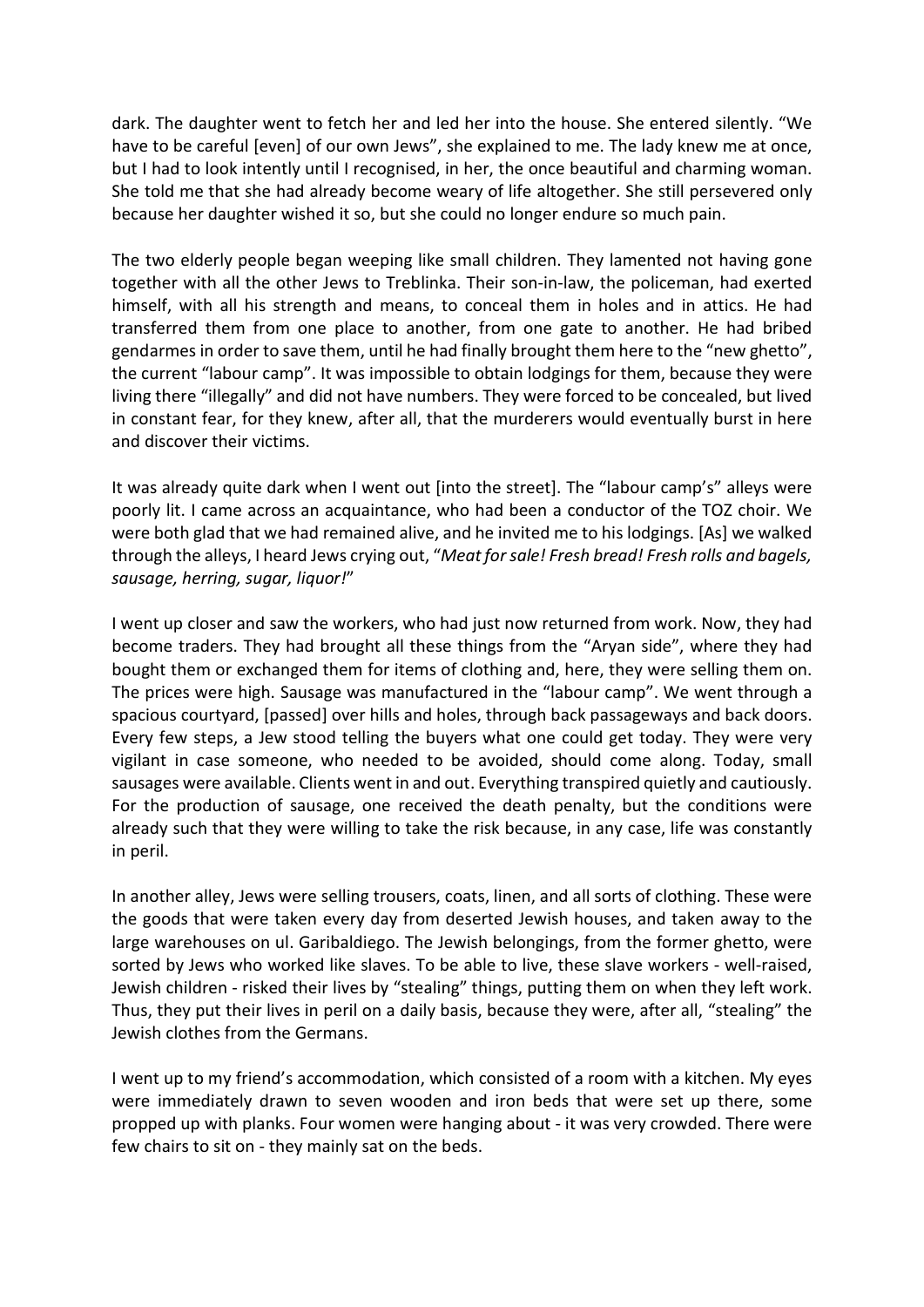dark. The daughter went to fetch her and led her into the house. She entered silently. "We have to be careful [even] of our own Jews", she explained to me. The lady knew me at once, but I had to look intently until I recognised, in her, the once beautiful and charming woman. She told me that she had already become weary of life altogether. She still persevered only because her daughter wished it so, but she could no longer endure so much pain.

The two elderly people began weeping like small children. They lamented not having gone together with all the other Jews to Treblinka. Their son-in-law, the policeman, had exerted himself, with all his strength and means, to conceal them in holes and in attics. He had transferred them from one place to another, from one gate to another. He had bribed gendarmes in order to save them, until he had finally brought them here to the "new ghetto", the current "labour camp". It was impossible to obtain lodgings for them, because they were living there "illegally" and did not have numbers. They were forced to be concealed, but lived in constant fear, for they knew, after all, that the murderers would eventually burst in here and discover their victims.

It was already quite dark when I went out [into the street]. The "labour camp's" alleys were poorly lit. I came across an acquaintance, who had been a conductor of the TOZ choir. We were both glad that we had remained alive, and he invited me to his lodgings. [As] we walked through the alleys, I heard Jews crying out, "*Meat for sale! Fresh bread! Fresh rolls and bagels, sausage, herring, sugar, liquor!*"

I went up closer and saw the workers, who had just now returned from work. Now, they had become traders. They had brought all these things from the "Aryan side", where they had bought them or exchanged them for items of clothing and, here, they were selling them on. The prices were high. Sausage was manufactured in the "labour camp". We went through a spacious courtyard, [passed] over hills and holes, through back passageways and back doors. Every few steps, a Jew stood telling the buyers what one could get today. They were very vigilant in case someone, who needed to be avoided, should come along. Today, small sausages were available. Clients went in and out. Everything transpired quietly and cautiously. For the production of sausage, one received the death penalty, but the conditions were already such that they were willing to take the risk because, in any case, life was constantly in peril.

In another alley, Jews were selling trousers, coats, linen, and all sorts of clothing. These were the goods that were taken every day from deserted Jewish houses, and taken away to the large warehouses on ul. Garibaldiego. The Jewish belongings, from the former ghetto, were sorted by Jews who worked like slaves. To be able to live, these slave workers - well-raised, Jewish children - risked their lives by "stealing" things, putting them on when they left work. Thus, they put their lives in peril on a daily basis, because they were, after all, "stealing" the Jewish clothes from the Germans.

I went up to my friend's accommodation, which consisted of a room with a kitchen. My eyes were immediately drawn to seven wooden and iron beds that were set up there, some propped up with planks. Four women were hanging about - it was very crowded. There were few chairs to sit on - they mainly sat on the beds.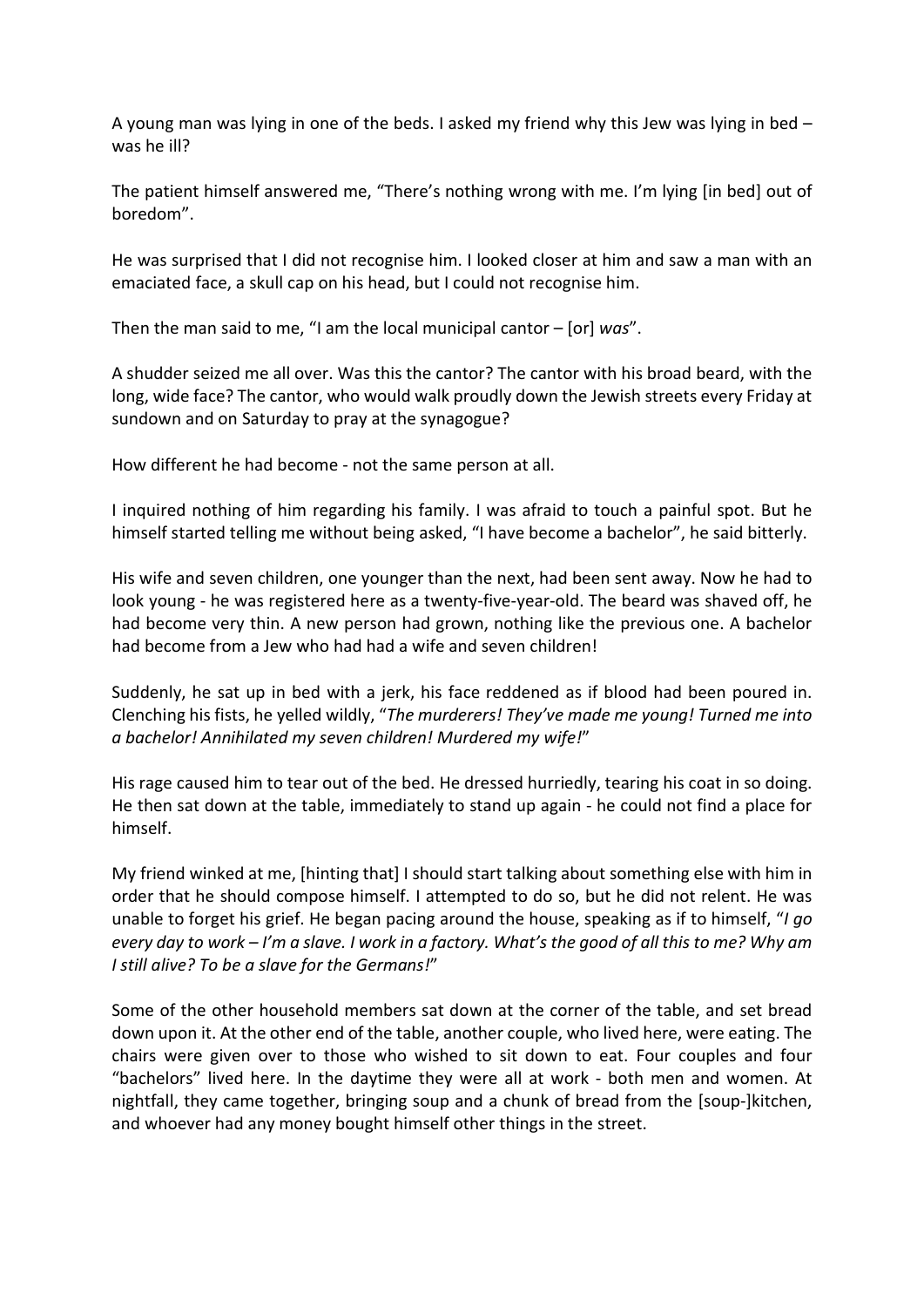A young man was lying in one of the beds. I asked my friend why this Jew was lying in bed – was he ill?

The patient himself answered me, "There's nothing wrong with me. I'm lying [in bed] out of boredom".

He was surprised that I did not recognise him. I looked closer at him and saw a man with an emaciated face, a skull cap on his head, but I could not recognise him.

Then the man said to me, "I am the local municipal cantor – [or] *was*".

A shudder seized me all over. Was this the cantor? The cantor with his broad beard, with the long, wide face? The cantor, who would walk proudly down the Jewish streets every Friday at sundown and on Saturday to pray at the synagogue?

How different he had become - not the same person at all.

I inquired nothing of him regarding his family. I was afraid to touch a painful spot. But he himself started telling me without being asked, "I have become a bachelor", he said bitterly.

His wife and seven children, one younger than the next, had been sent away. Now he had to look young - he was registered here as a twenty-five-year-old. The beard was shaved off, he had become very thin. A new person had grown, nothing like the previous one. A bachelor had become from a Jew who had had a wife and seven children!

Suddenly, he sat up in bed with a jerk, his face reddened as if blood had been poured in. Clenching his fists, he yelled wildly, "*The murderers! They've made me young! Turned me into a bachelor! Annihilated my seven children! Murdered my wife!*"

His rage caused him to tear out of the bed. He dressed hurriedly, tearing his coat in so doing. He then sat down at the table, immediately to stand up again - he could not find a place for himself.

My friend winked at me, [hinting that] I should start talking about something else with him in order that he should compose himself. I attempted to do so, but he did not relent. He was unable to forget his grief. He began pacing around the house, speaking as if to himself, "*I go every day to work – I'm a slave. I work in a factory. What's the good of all this to me? Why am I still alive? To be a slave for the Germans!*"

Some of the other household members sat down at the corner of the table, and set bread down upon it. At the other end of the table, another couple, who lived here, were eating. The chairs were given over to those who wished to sit down to eat. Four couples and four "bachelors" lived here. In the daytime they were all at work - both men and women. At nightfall, they came together, bringing soup and a chunk of bread from the [soup-]kitchen, and whoever had any money bought himself other things in the street.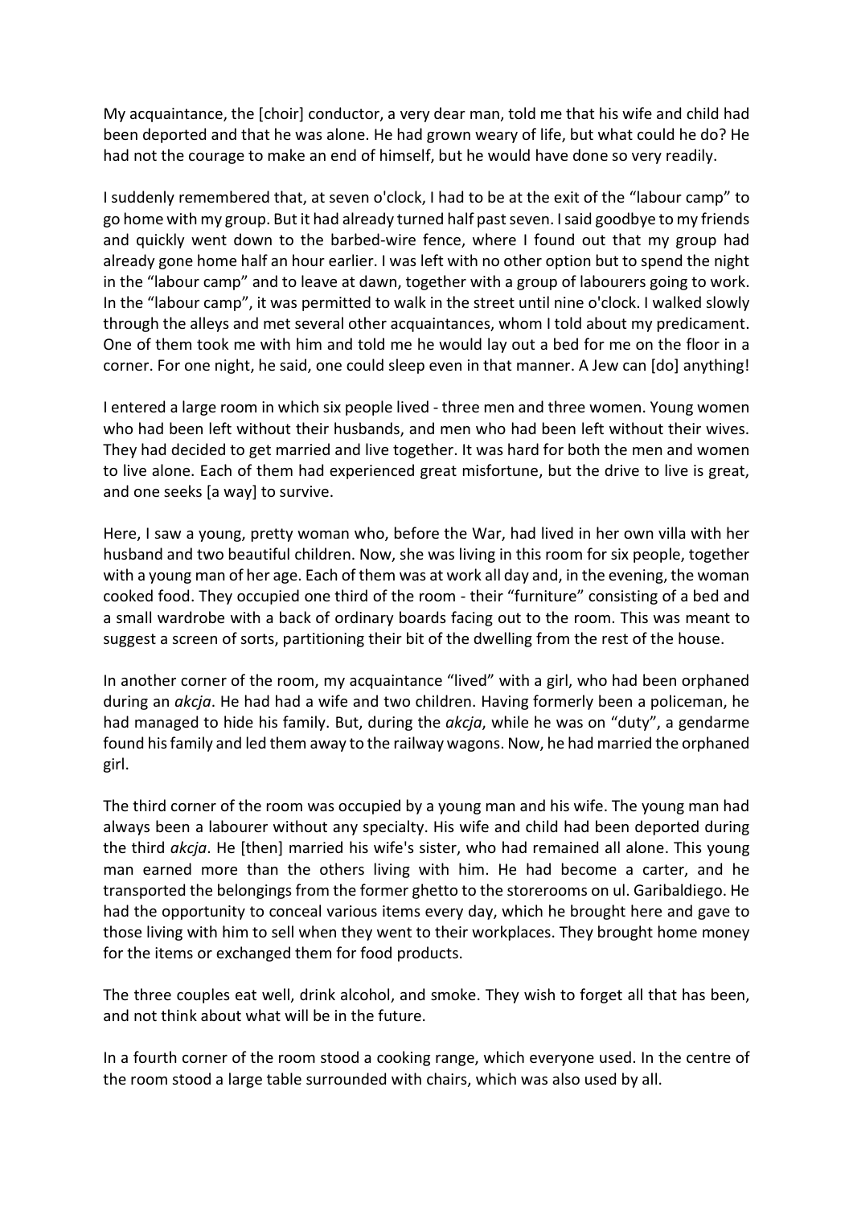My acquaintance, the [choir] conductor, a very dear man, told me that his wife and child had been deported and that he was alone. He had grown weary of life, but what could he do? He had not the courage to make an end of himself, but he would have done so very readily.

I suddenly remembered that, at seven o'clock, I had to be at the exit of the "labour camp" to go home with my group. But it had already turned half past seven. I said goodbye to my friends and quickly went down to the barbed-wire fence, where I found out that my group had already gone home half an hour earlier. I was left with no other option but to spend the night in the "labour camp" and to leave at dawn, together with a group of labourers going to work. In the "labour camp", it was permitted to walk in the street until nine o'clock. I walked slowly through the alleys and met several other acquaintances, whom I told about my predicament. One of them took me with him and told me he would lay out a bed for me on the floor in a corner. For one night, he said, one could sleep even in that manner. A Jew can [do] anything!

I entered a large room in which six people lived - three men and three women. Young women who had been left without their husbands, and men who had been left without their wives. They had decided to get married and live together. It was hard for both the men and women to live alone. Each of them had experienced great misfortune, but the drive to live is great, and one seeks [a way] to survive.

Here, I saw a young, pretty woman who, before the War, had lived in her own villa with her husband and two beautiful children. Now, she was living in this room for six people, together with a young man of her age. Each of them was at work all day and, in the evening, the woman cooked food. They occupied one third of the room - their "furniture" consisting of a bed and a small wardrobe with a back of ordinary boards facing out to the room. This was meant to suggest a screen of sorts, partitioning their bit of the dwelling from the rest of the house.

In another corner of the room, my acquaintance "lived" with a girl, who had been orphaned during an *akcja*. He had had a wife and two children. Having formerly been a policeman, he had managed to hide his family. But, during the *akcja*, while he was on "duty", a gendarme found his family and led them away to the railway wagons. Now, he had married the orphaned girl.

The third corner of the room was occupied by a young man and his wife. The young man had always been a labourer without any specialty. His wife and child had been deported during the third *akcja*. He [then] married his wife's sister, who had remained all alone. This young man earned more than the others living with him. He had become a carter, and he transported the belongings from the former ghetto to the storerooms on ul. Garibaldiego. He had the opportunity to conceal various items every day, which he brought here and gave to those living with him to sell when they went to their workplaces. They brought home money for the items or exchanged them for food products.

The three couples eat well, drink alcohol, and smoke. They wish to forget all that has been, and not think about what will be in the future.

In a fourth corner of the room stood a cooking range, which everyone used. In the centre of the room stood a large table surrounded with chairs, which was also used by all.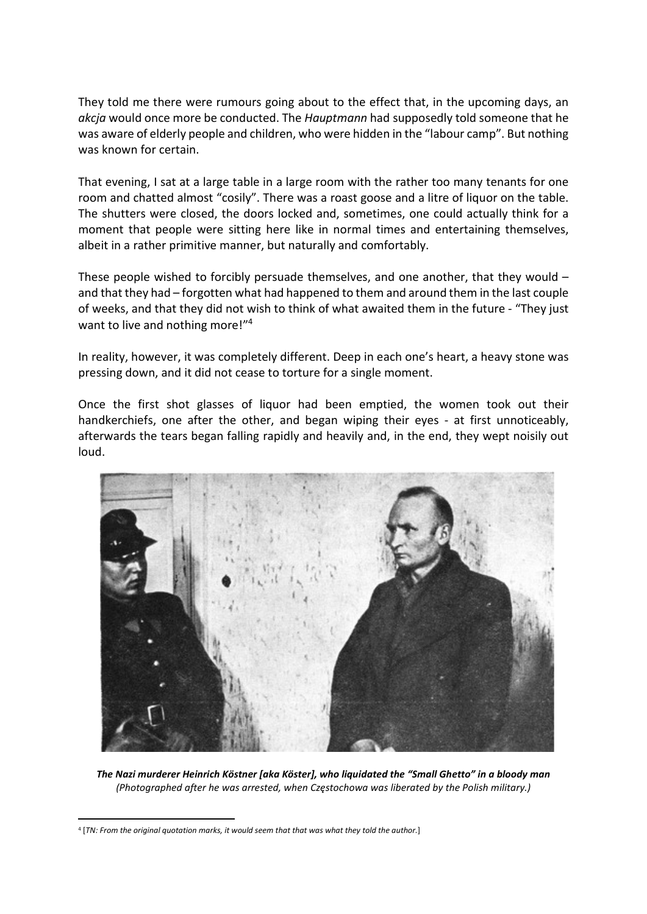They told me there were rumours going about to the effect that, in the upcoming days, an *akcja* would once more be conducted. The *Hauptmann* had supposedly told someone that he was aware of elderly people and children, who were hidden in the "labour camp". But nothing was known for certain.

That evening, I sat at a large table in a large room with the rather too many tenants for one room and chatted almost "cosily". There was a roast goose and a litre of liquor on the table. The shutters were closed, the doors locked and, sometimes, one could actually think for a moment that people were sitting here like in normal times and entertaining themselves, albeit in a rather primitive manner, but naturally and comfortably.

These people wished to forcibly persuade themselves, and one another, that they would – and that they had – forgotten what had happened to them and around them in the last couple of weeks, and that they did not wish to think of what awaited them in the future - "They just want to live and nothing more!"[4]

In reality, however, it was completely different. Deep in each one's heart, a heavy stone was pressing down, and it did not cease to torture for a single moment.

Once the first shot glasses of liquor had been emptied, the women took out their handkerchiefs, one after the other, and began wiping their eyes - at first unnoticeably, afterwards the tears began falling rapidly and heavily and, in the end, they wept noisily out loud.

***The Nazi murderer Heinrich Köstner [aka Köster], who liquidated the "Small Ghetto" in a bloody man***
*(Photographed after he was arrested, when Częstochowa was liberated by the Polish military.)*

[4] [*TN: From the original quotation marks, it would seem that that was what they told the author.*]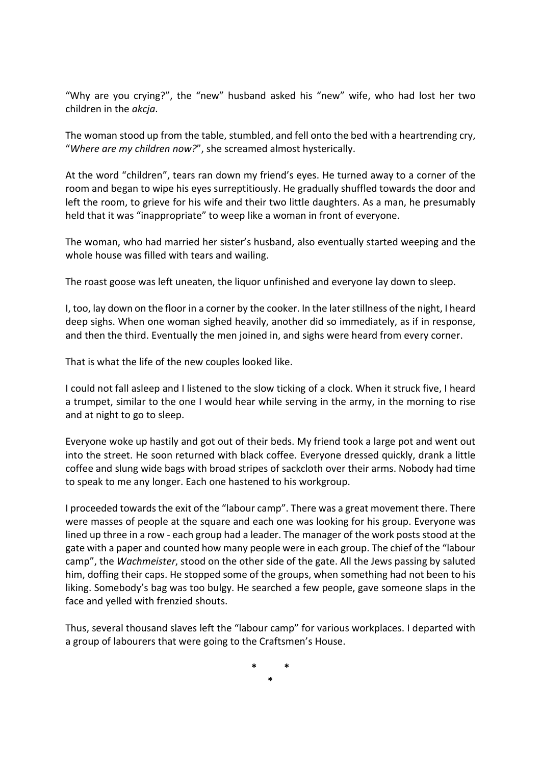"Why are you crying?", the "new" husband asked his "new" wife, who had lost her two children in the *akcja*.

The woman stood up from the table, stumbled, and fell onto the bed with a heartrending cry, "*Where are my children now?*", she screamed almost hysterically.

At the word "children", tears ran down my friend's eyes. He turned away to a corner of the room and began to wipe his eyes surreptitiously. He gradually shuffled towards the door and left the room, to grieve for his wife and their two little daughters. As a man, he presumably held that it was "inappropriate" to weep like a woman in front of everyone.

The woman, who had married her sister's husband, also eventually started weeping and the whole house was filled with tears and wailing.

The roast goose was left uneaten, the liquor unfinished and everyone lay down to sleep.

I, too, lay down on the floor in a corner by the cooker. In the later stillness of the night, I heard deep sighs. When one woman sighed heavily, another did so immediately, as if in response, and then the third. Eventually the men joined in, and sighs were heard from every corner.

That is what the life of the new couples looked like.

I could not fall asleep and I listened to the slow ticking of a clock. When it struck five, I heard a trumpet, similar to the one I would hear while serving in the army, in the morning to rise and at night to go to sleep.

Everyone woke up hastily and got out of their beds. My friend took a large pot and went out into the street. He soon returned with black coffee. Everyone dressed quickly, drank a little coffee and slung wide bags with broad stripes of sackcloth over their arms. Nobody had time to speak to me any longer. Each one hastened to his workgroup.

I proceeded towards the exit of the "labour camp". There was a great movement there. There were masses of people at the square and each one was looking for his group. Everyone was lined up three in a row - each group had a leader. The manager of the work posts stood at the gate with a paper and counted how many people were in each group. The chief of the "labour camp", the *Wachmeister*, stood on the other side of the gate. All the Jews passing by saluted him, doffing their caps. He stopped some of the groups, when something had not been to his liking. Somebody's bag was too bulgy. He searched a few people, gave someone slaps in the face and yelled with frenzied shouts.

Thus, several thousand slaves left the "labour camp" for various workplaces. I departed with a group of labourers that were going to the Craftsmen's House.

\* \* \*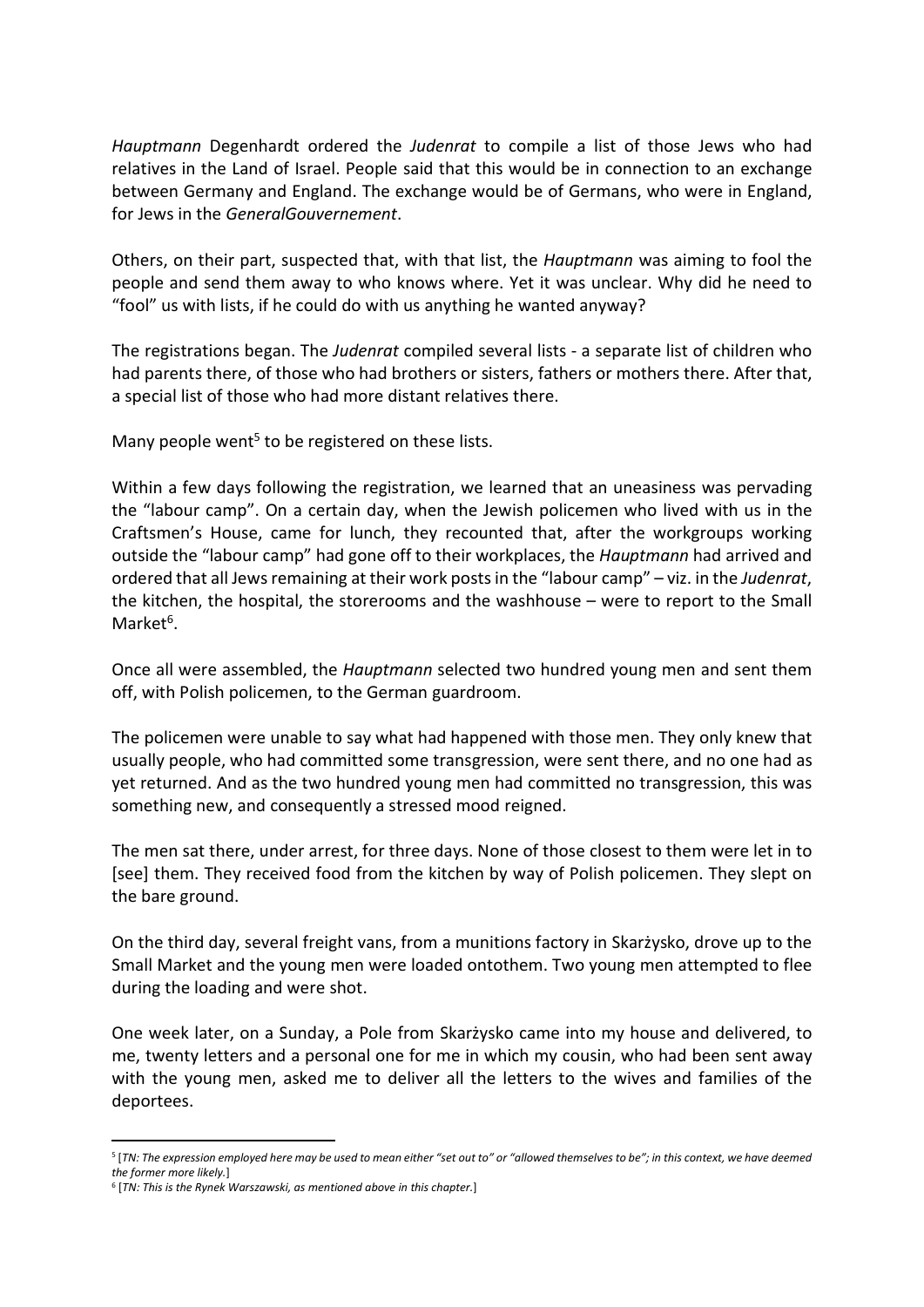*Hauptmann* Degenhardt ordered the *Judenrat* to compile a list of those Jews who had relatives in the Land of Israel. People said that this would be in connection to an exchange between Germany and England. The exchange would be of Germans, who were in England, for Jews in the *GeneralGouvernement*.

Others, on their part, suspected that, with that list, the *Hauptmann* was aiming to fool the people and send them away to who knows where. Yet it was unclear. Why did he need to "fool" us with lists, if he could do with us anything he wanted anyway?

The registrations began. The *Judenrat* compiled several lists - a separate list of children who had parents there, of those who had brothers or sisters, fathers or mothers there. After that, a special list of those who had more distant relatives there.

Many people went[5] to be registered on these lists.

Within a few days following the registration, we learned that an uneasiness was pervading the "labour camp". On a certain day, when the Jewish policemen who lived with us in the Craftsmen's House, came for lunch, they recounted that, after the workgroups working outside the "labour camp" had gone off to their workplaces, the *Hauptmann* had arrived and ordered that all Jews remaining at their work posts in the "labour camp" – viz. in the *Judenrat*, the kitchen, the hospital, the storerooms and the washhouse – were to report to the Small Market[6].

Once all were assembled, the *Hauptmann* selected two hundred young men and sent them off, with Polish policemen, to the German guardroom.

The policemen were unable to say what had happened with those men. They only knew that usually people, who had committed some transgression, were sent there, and no one had as yet returned. And as the two hundred young men had committed no transgression, this was something new, and consequently a stressed mood reigned.

The men sat there, under arrest, for three days. None of those closest to them were let in to [see] them. They received food from the kitchen by way of Polish policemen. They slept on the bare ground.

On the third day, several freight vans, from a munitions factory in Skarżysko, drove up to the Small Market and the young men were loaded ontothem. Two young men attempted to flee during the loading and were shot.

One week later, on a Sunday, a Pole from Skarżysko came into my house and delivered, to me, twenty letters and a personal one for me in which my cousin, who had been sent away with the young men, asked me to deliver all the letters to the wives and families of the deportees.

---

[5] [*TN: The expression employed here may be used to mean either "set out to" or "allowed themselves to be"; in this context, we have deemed the former more likely.*]

[6] [*TN: This is the Rynek Warszawski, as mentioned above in this chapter.*]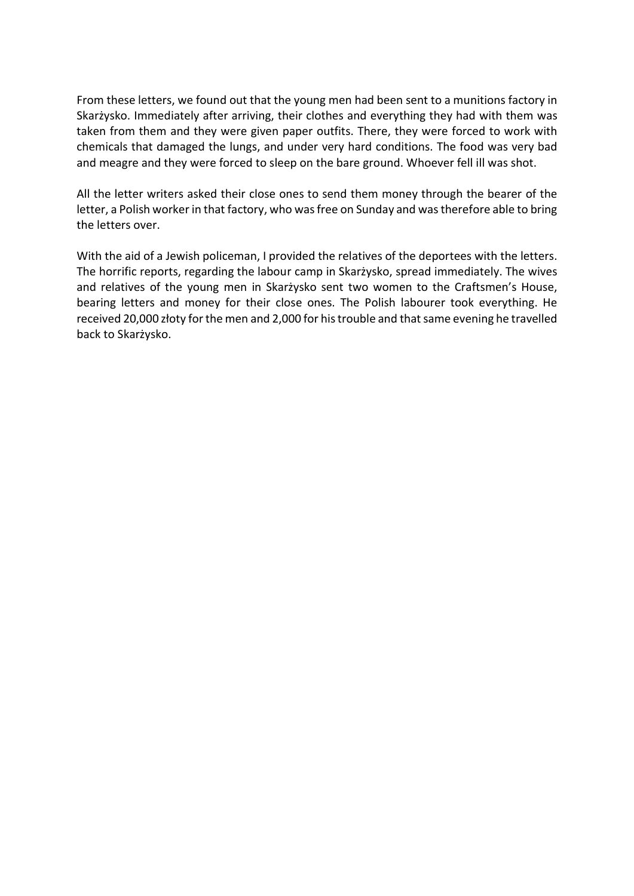From these letters, we found out that the young men had been sent to a munitions factory in Skarżysko. Immediately after arriving, their clothes and everything they had with them was taken from them and they were given paper outfits. There, they were forced to work with chemicals that damaged the lungs, and under very hard conditions. The food was very bad and meagre and they were forced to sleep on the bare ground. Whoever fell ill was shot.

All the letter writers asked their close ones to send them money through the bearer of the letter, a Polish worker in that factory, who was free on Sunday and was therefore able to bring the letters over.

With the aid of a Jewish policeman, I provided the relatives of the deportees with the letters. The horrific reports, regarding the labour camp in Skarżysko, spread immediately. The wives and relatives of the young men in Skarżysko sent two women to the Craftsmen's House, bearing letters and money for their close ones. The Polish labourer took everything. He received 20,000 złoty for the men and 2,000 for his trouble and that same evening he travelled back to Skarżysko.